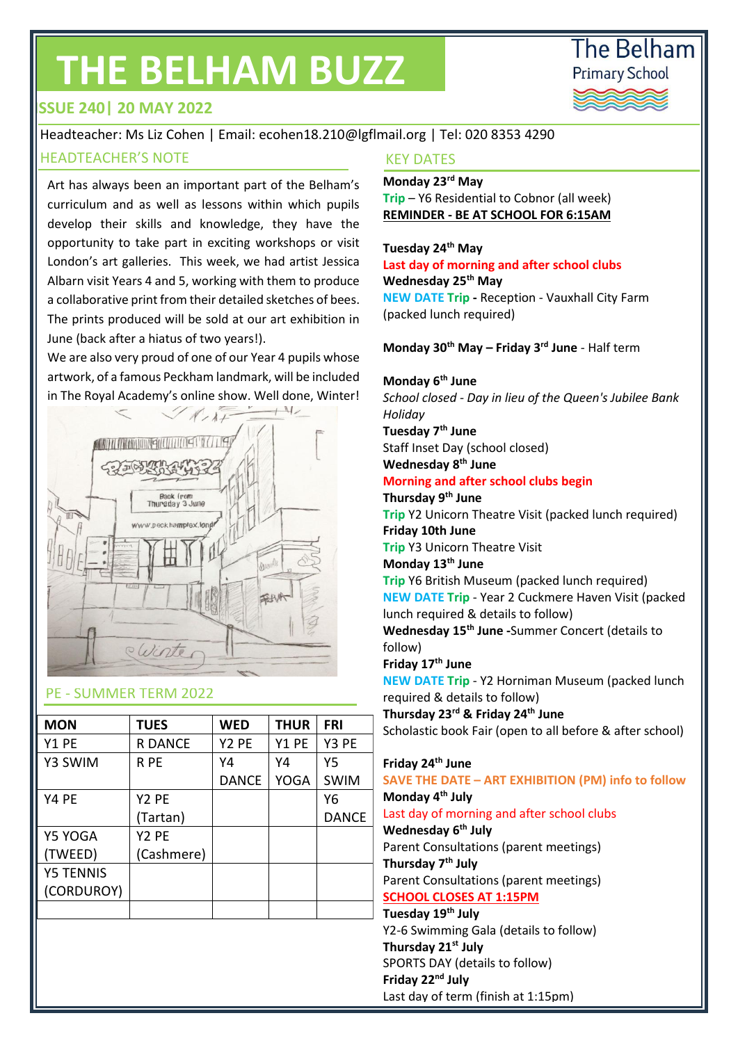# THE BELHAM BUZZ

The Belham Primary School

**SSUE 240| 20 MAY 2022**

Headteacher: Ms Liz Cohen | Email: ecohen18.210@lgflmail.org | Tel: 020 8353 4290

## HEADTEACHER'S NOTE

Art has always been an important part of the Belham's curriculum and as well as lessons within which pupils develop their skills and knowledge, they have the opportunity to take part in exciting workshops or visit London's art galleries. This week, we had artist Jessica Albarn visit Years 4 and 5, working with them to produce a collaborative print from their detailed sketches of bees. The prints produced will be sold at our art exhibition in June (back after a hiatus of two years!).

We are also very proud of one of our Year 4 pupils whose artwork, of a famous Peckham landmark, will be included in The Royal Academy's online show. Well done, Winter!

## PE - SUMMER TERM 2022

| MON | TUES | WED | THUR | FRI |
|---|---|---|---|---|
| Y1 PE | R DANCE | Y2 PE | Y1 PE | Y3 PE |
| Y3 SWIM | R PE | Y4 DANCE | Y4 YOGA | Y5 SWIM |
| Y4 PE | Y2 PE (Tartan) | | | Y6 DANCE |
| Y5 YOGA (TWEED) | Y2 PE (Cashmere) | | | |
| Y5 TENNIS (CORDUROY) | | | | |
| | | | | |

## KEY DATES

**Monday 23rd May**
Trip – Y6 Residential to Cobnor (all week)
**REMINDER - BE AT SCHOOL FOR 6:15AM**

**Tuesday 24th May**
**Last day of morning and after school clubs**
**Wednesday 25th May**
**NEW DATE Trip** - Reception - Vauxhall City Farm (packed lunch required)

**Monday 30th May – Friday 3rd June** - Half term

**Monday 6th June**
*School closed - Day in lieu of the Queen's Jubilee Bank Holiday*
**Tuesday 7th June**
Staff Inset Day (school closed)
**Wednesday 8th June**
**Morning and after school clubs begin**
**Thursday 9th June**
Trip Y2 Unicorn Theatre Visit (packed lunch required)
**Friday 10th June**
Trip Y3 Unicorn Theatre Visit
**Monday 13th June**
Trip Y6 British Museum (packed lunch required)
NEW DATE Trip - Year 2 Cuckmere Haven Visit (packed lunch required & details to follow)
**Wednesday 15th June** -Summer Concert (details to follow)
**Friday 17th June**
NEW DATE Trip - Y2 Horniman Museum (packed lunch required & details to follow)
**Thursday 23rd & Friday 24th June**
Scholastic book Fair (open to all before & after school)

**Friday 24th June**
**SAVE THE DATE – ART EXHIBITION (PM) info to follow**
**Monday 4th July**
Last day of morning and after school clubs
**Wednesday 6th July**
Parent Consultations (parent meetings)
**Thursday 7th July**
Parent Consultations (parent meetings)
**SCHOOL CLOSES AT 1:15PM**
**Tuesday 19th July**
Y2-6 Swimming Gala (details to follow)
**Thursday 21st July**
SPORTS DAY (details to follow)
**Friday 22nd July**
Last day of term (finish at 1:15pm)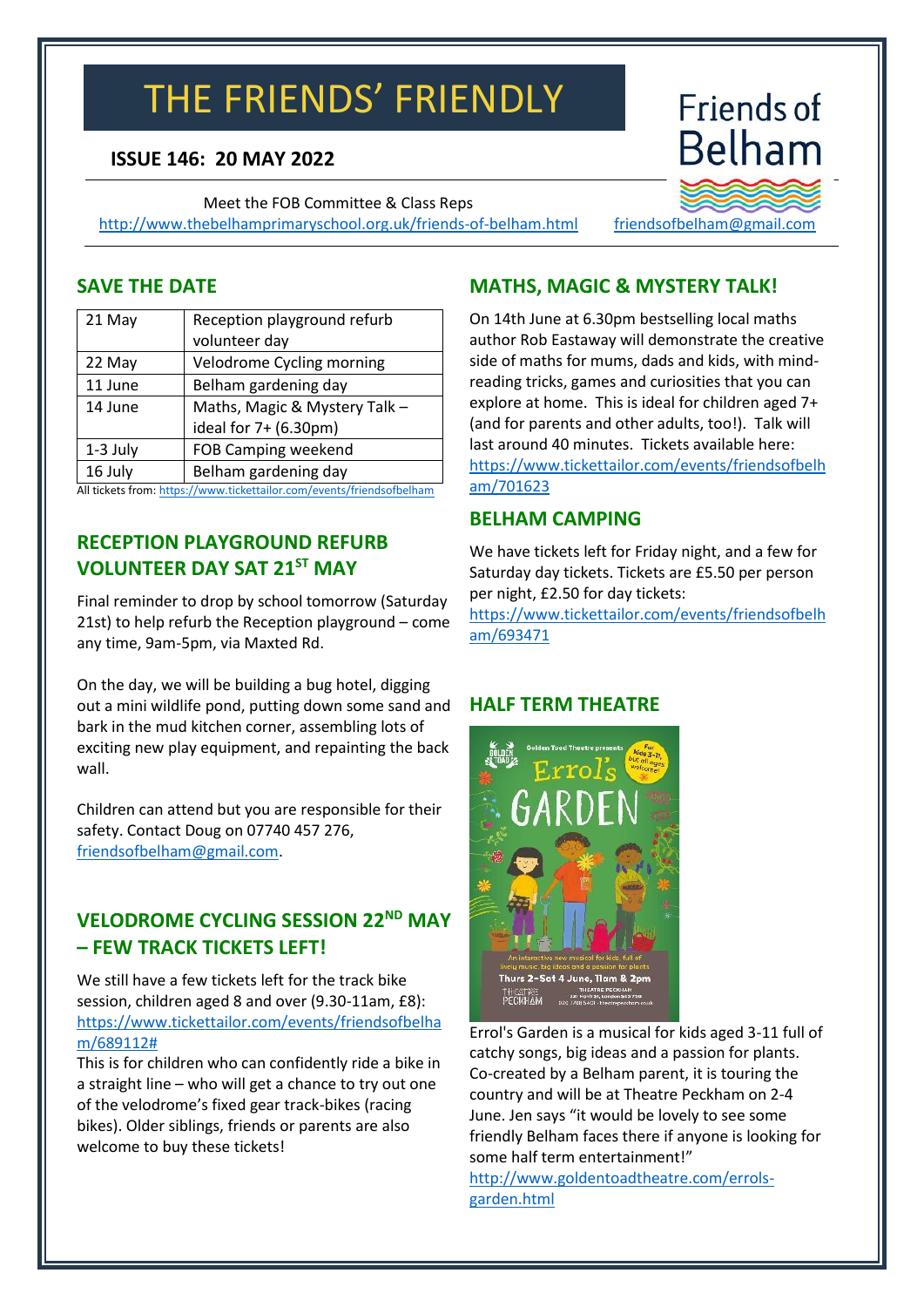# THE FRIENDS' FRIENDLY

**ISSUE 146: 20 MAY 2022**

Friends of Belham

Meet the FOB Committee & Class Reps
http://www.thebelhamprimaryschool.org.uk/friends-of-belham.html friendsofbelham@gmail.com

## SAVE THE DATE

| 21 May | Reception playground refurb volunteer day |
|---|---|
| 22 May | Velodrome Cycling morning |
| 11 June | Belham gardening day |
| 14 June | Maths, Magic & Mystery Talk – ideal for 7+ (6.30pm) |
| 1-3 July | FOB Camping weekend |
| 16 July | Belham gardening day |

All tickets from: https://www.tickettailor.com/events/friendsofbelham

## RECEPTION PLAYGROUND REFURB VOLUNTEER DAY SAT 21ST MAY

Final reminder to drop by school tomorrow (Saturday 21st) to help refurb the Reception playground – come any time, 9am-5pm, via Maxted Rd.

On the day, we will be building a bug hotel, digging out a mini wildlife pond, putting down some sand and bark in the mud kitchen corner, assembling lots of exciting new play equipment, and repainting the back wall.

Children can attend but you are responsible for their safety. Contact Doug on 07740 457 276, friendsofbelham@gmail.com.

## VELODROME CYCLING SESSION 22ND MAY – FEW TRACK TICKETS LEFT!

We still have a few tickets left for the track bike session, children aged 8 and over (9.30-11am, £8): https://www.tickettailor.com/events/friendsofbelham/689112#

This is for children who can confidently ride a bike in a straight line – who will get a chance to try out one of the velodrome's fixed gear track-bikes (racing bikes). Older siblings, friends or parents are also welcome to buy these tickets!

## MATHS, MAGIC & MYSTERY TALK!

On 14th June at 6.30pm bestselling local maths author Rob Eastaway will demonstrate the creative side of maths for mums, dads and kids, with mind-reading tricks, games and curiosities that you can explore at home. This is ideal for children aged 7+ (and for parents and other adults, too!). Talk will last around 40 minutes. Tickets available here: https://www.tickettailor.com/events/friendsofbelham/701623

## BELHAM CAMPING

We have tickets left for Friday night, and a few for Saturday day tickets. Tickets are £5.50 per person per night, £2.50 for day tickets: https://www.tickettailor.com/events/friendsofbelham/693471

## HALF TERM THEATRE

Golden Toad Theatre presents Errol's GARDEN. For kids 3-11, but all ages welcome! An interactive new musical for kids, full of lively music, big ideas and a passion for plants. Thurs 2-Sat 4 June, 11am & 2pm. Theatre Peckham.

Errol's Garden is a musical for kids aged 3-11 full of catchy songs, big ideas and a passion for plants. Co-created by a Belham parent, it is touring the country and will be at Theatre Peckham on 2-4 June. Jen says "it would be lovely to see some friendly Belham faces there if anyone is looking for some half term entertainment!"
http://www.goldentoadtheatre.com/errols-garden.html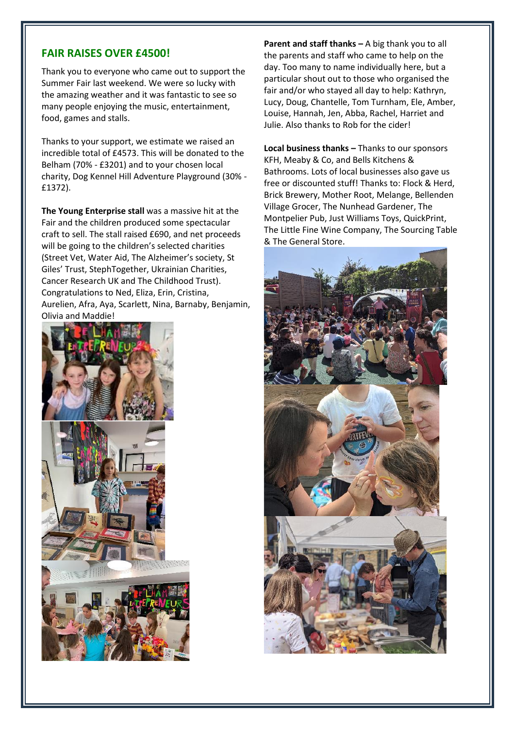## FAIR RAISES OVER £4500!

Thank you to everyone who came out to support the Summer Fair last weekend. We were so lucky with the amazing weather and it was fantastic to see so many people enjoying the music, entertainment, food, games and stalls.

Thanks to your support, we estimate we raised an incredible total of £4573. This will be donated to the Belham (70% - £3201) and to your chosen local charity, Dog Kennel Hill Adventure Playground (30% - £1372).

**The Young Enterprise stall** was a massive hit at the Fair and the children produced some spectacular craft to sell. The stall raised £690, and net proceeds will be going to the children's selected charities (Street Vet, Water Aid, The Alzheimer's society, St Giles' Trust, StephTogether, Ukrainian Charities, Cancer Research UK and The Childhood Trust). Congratulations to Ned, Eliza, Erin, Cristina, Aurelien, Afra, Aya, Scarlett, Nina, Barnaby, Benjamin, Olivia and Maddie!

**Parent and staff thanks –** A big thank you to all the parents and staff who came to help on the day. Too many to name individually here, but a particular shout out to those who organised the fair and/or who stayed all day to help: Kathryn, Lucy, Doug, Chantelle, Tom Turnham, Ele, Amber, Louise, Hannah, Jen, Abba, Rachel, Harriet and Julie. Also thanks to Rob for the cider!

**Local business thanks –** Thanks to our sponsors KFH, Meaby & Co, and Bells Kitchens & Bathrooms. Lots of local businesses also gave us free or discounted stuff! Thanks to: Flock & Herd, Brick Brewery, Mother Root, Melange, Bellenden Village Grocer, The Nunhead Gardener, The Montpelier Pub, Just Williams Toys, QuickPrint, The Little Fine Wine Company, The Sourcing Table & The General Store.